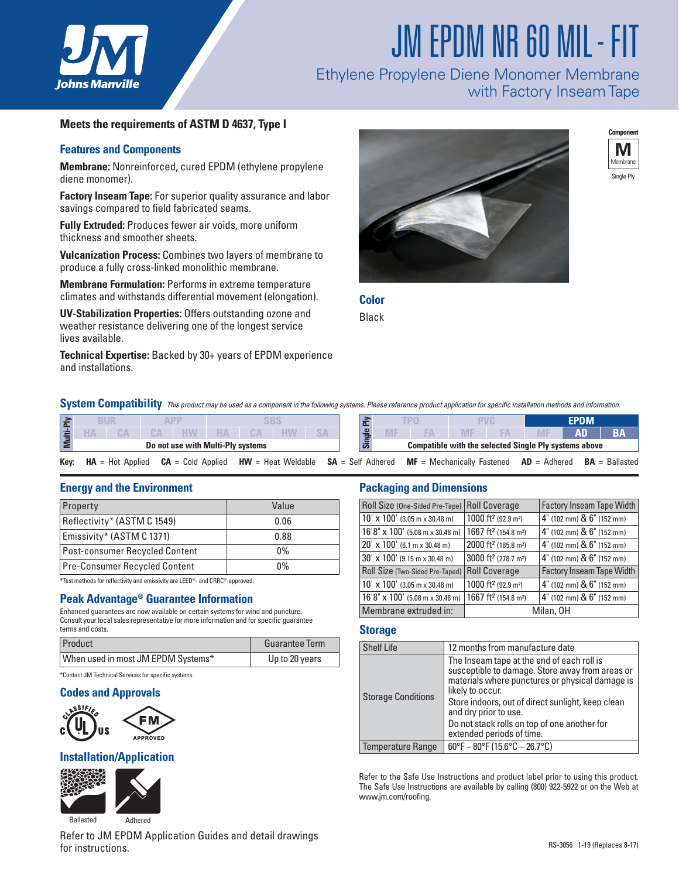# JM EPDM NR 60 MIL - FIT

Ethylene Propylene Diene Monomer Membrane with Factory Inseam Tape

**Meets the requirements of ASTM D 4637, Type I**

## Features and Components

**Membrane:** Nonreinforced, cured EPDM (ethylene propylene diene monomer).

**Factory Inseam Tape:** For superior quality assurance and labor savings compared to field fabricated seams.

**Fully Extruded:** Produces fewer air voids, more uniform thickness and smoother sheets.

**Vulcanization Process:** Combines two layers of membrane to produce a fully cross-linked monolithic membrane.

**Membrane Formulation:** Performs in extreme temperature climates and withstands differential movement (elongation).

**UV-Stabilization Properties:** Offers outstanding ozone and weather resistance delivering one of the longest service lives available.

**Technical Expertise:** Backed by 30+ years of EPDM experience and installations.

Component: **M** Membrane — Single Ply

## Color

Black

## System Compatibility

*This product may be used as a component in the following systems. Please reference product application for specific installation methods and information.*

| Multi-Ply | BUR | | APP | | SBS | | | |
|---|---|---|---|---|---|---|---|---|
| | HA | CA | CA | HW | HA | CA | HW | SA |
| | Do not use with Multi-Ply systems | | | | | | | |

| Single Ply | TPO | | PVC | | EPDM | | |
|---|---|---|---|---|---|---|---|
| | MF | FA | MF | FA | MF | **AD** | **BA** |
| | Compatible with the selected Single Ply systems above | | | | | | |

**Key:** **HA** = Hot Applied **CA** = Cold Applied **HW** = Heat Weldable **SA** = Self Adhered **MF** = Mechanically Fastened **AD** = Adhered **BA** = Ballasted

## Energy and the Environment

| Property | Value |
|---|---|
| Reflectivity* (ASTM C 1549) | 0.06 |
| Emissivity* (ASTM C 1371) | 0.88 |
| Post-consumer Recycled Content | 0% |
| Pre-Consumer Recycled Content | 0% |

*Test methods for reflectivity and emissivity are LEED®- and CRRC®-approved.

## Peak Advantage® Guarantee Information

Enhanced guarantees are now available on certain systems for wind and puncture. Consult your local sales representative for more information and for specific guarantee terms and costs.

| Product | Guarantee Term |
|---|---|
| When used in most JM EPDM Systems* | Up to 20 years |

*Contact JM Technical Services for specific systems.

## Codes and Approvals

UL Classified (c UL us), FM Approved

## Installation/Application

Ballasted, Adhered

Refer to JM EPDM Application Guides and detail drawings for instructions.

## Packaging and Dimensions

| Roll Size (One-Sided Pre-Tape) | Roll Coverage | Factory Inseam Tape Width |
|---|---|---|
| 10' x 100' (3.05 m x 30.48 m) | 1000 ft² (92.9 m²) | 4" (102 mm) & 6" (152 mm) |
| 16'8" x 100' (5.08 m x 30.48 m) | 1667 ft² (154.8 m²) | 4" (102 mm) & 6" (152 mm) |
| 20' x 100' (6.1 m x 30.48 m) | 2000 ft² (185.8 m²) | 4" (102 mm) & 6" (152 mm) |
| 30' x 100' (9.15 m x 30.48 m) | 3000 ft² (278.7 m²) | 4" (102 mm) & 6" (152 mm) |
| **Roll Size (Two-Sided Pre-Taped)** | **Roll Coverage** | **Factory Inseam Tape Width** |
| 10' x 100' (3.05 m x 30.48 m) | 1000 ft² (92.9 m²) | 4" (102 mm) & 6" (152 mm) |
| 16'8" x 100' (5.08 m x 30.48 m) | 1667 ft² (154.8 m²) | 4" (102 mm) & 6" (152 mm) |
| Membrane extruded in: | Milan, OH | |

## Storage

| Shelf Life | 12 months from manufacture date |
|---|---|
| Storage Conditions | The Inseam tape at the end of each roll is susceptible to damage. Store away from areas or materials where punctures or physical damage is likely to occur. Store indoors, out of direct sunlight, keep clean and dry prior to use. Do not stack rolls on top of one another for extended periods of time. |
| Temperature Range | 60°F – 80°F (15.6°C – 26.7°C) |

Refer to the Safe Use Instructions and product label prior to using this product. The Safe Use Instructions are available by calling (800) 922-5922 or on the Web at www.jm.com/roofing.

RS-3056 1-19 (Replaces 8-17)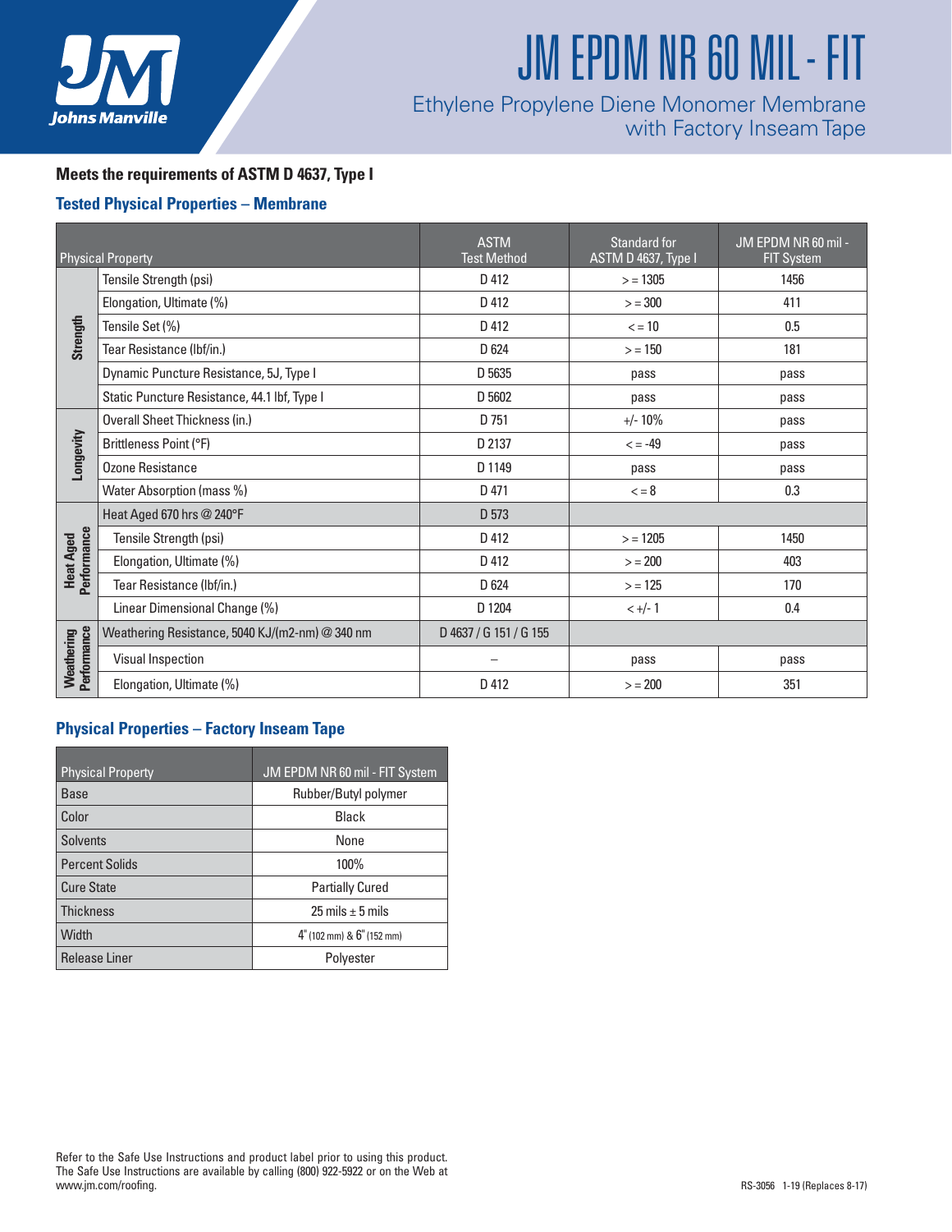# JM EPDM NR 60 MIL - FIT

## Ethylene Propylene Diene Monomer Membrane with Factory Inseam Tape

**Meets the requirements of ASTM D 4637, Type I**

### Tested Physical Properties – Membrane

| | Physical Property | ASTM Test Method | Standard for ASTM D 4637, Type I | JM EPDM NR 60 mil - FIT System |
|---|---|---|---|---|
| Strength | Tensile Strength (psi) | D 412 | > = 1305 | 1456 |
| | Elongation, Ultimate (%) | D 412 | > = 300 | 411 |
| | Tensile Set (%) | D 412 | < = 10 | 0.5 |
| | Tear Resistance (lbf/in.) | D 624 | > = 150 | 181 |
| | Dynamic Puncture Resistance, 5J, Type I | D 5635 | pass | pass |
| | Static Puncture Resistance, 44.1 lbf, Type I | D 5602 | pass | pass |
| Longevity | Overall Sheet Thickness (in.) | D 751 | +/- 10% | pass |
| | Brittleness Point (°F) | D 2137 | < = -49 | pass |
| | Ozone Resistance | D 1149 | pass | pass |
| | Water Absorption (mass %) | D 471 | < = 8 | 0.3 |
| Heat Aged Performance | Heat Aged 670 hrs @ 240°F | D 573 | | |
| | Tensile Strength (psi) | D 412 | > = 1205 | 1450 |
| | Elongation, Ultimate (%) | D 412 | > = 200 | 403 |
| | Tear Resistance (lbf/in.) | D 624 | > = 125 | 170 |
| | Linear Dimensional Change (%) | D 1204 | < +/- 1 | 0.4 |
| Weathering Performance | Weathering Resistance, 5040 KJ/(m2-nm) @ 340 nm | D 4637 / G 151 / G 155 | | |
| | Visual Inspection | – | pass | pass |
| | Elongation, Ultimate (%) | D 412 | > = 200 | 351 |

### Physical Properties – Factory Inseam Tape

| Physical Property | JM EPDM NR 60 mil - FIT System |
|---|---|
| Base | Rubber/Butyl polymer |
| Color | Black |
| Solvents | None |
| Percent Solids | 100% |
| Cure State | Partially Cured |
| Thickness | 25 mils ± 5 mils |
| Width | 4" (102 mm) & 6" (152 mm) |
| Release Liner | Polyester |

Refer to the Safe Use Instructions and product label prior to using this product. The Safe Use Instructions are available by calling (800) 922-5922 or on the Web at www.jm.com/roofing.

RS-3056 1-19 (Replaces 8-17)